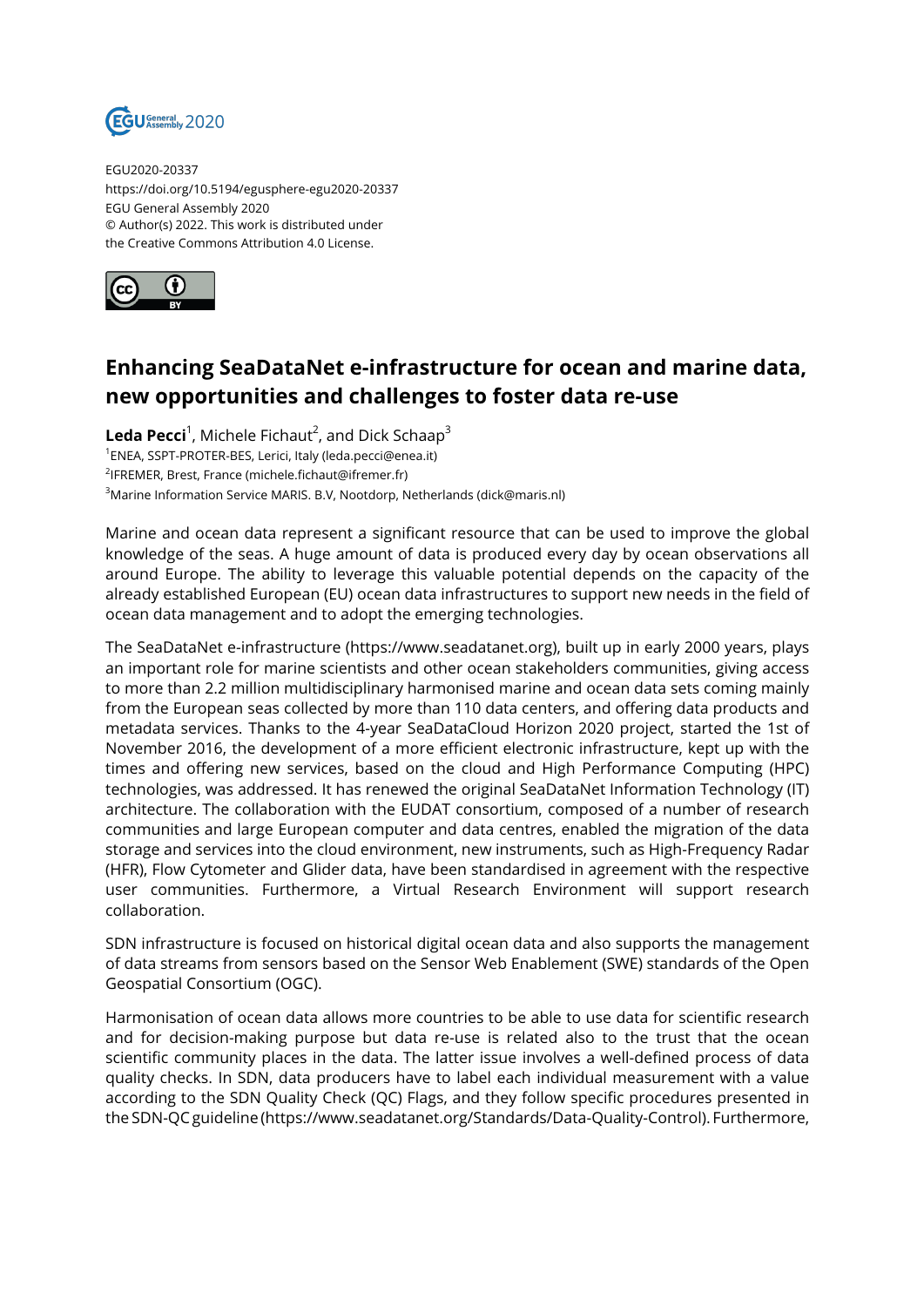EGU2020-20337
https://doi.org/10.5194/egusphere-egu2020-20337
EGU General Assembly 2020
© Author(s) 2022. This work is distributed under
the Creative Commons Attribution 4.0 License.

# Enhancing SeaDataNet e-infrastructure for ocean and marine data, new opportunities and challenges to foster data re-use

**Leda Pecci**[1], Michele Fichaut[2], and Dick Schaap[3]

[1]ENEA, SSPT-PROTER-BES, Lerici, Italy (leda.pecci@enea.it)
[2]IFREMER, Brest, France (michele.fichaut@ifremer.fr)
[3]Marine Information Service MARIS. B.V, Nootdorp, Netherlands (dick@maris.nl)

Marine and ocean data represent a significant resource that can be used to improve the global knowledge of the seas. A huge amount of data is produced every day by ocean observations all around Europe. The ability to leverage this valuable potential depends on the capacity of the already established European (EU) ocean data infrastructures to support new needs in the field of ocean data management and to adopt the emerging technologies.

The SeaDataNet e-infrastructure (https://www.seadatanet.org), built up in early 2000 years, plays an important role for marine scientists and other ocean stakeholders communities, giving access to more than 2.2 million multidisciplinary harmonised marine and ocean data sets coming mainly from the European seas collected by more than 110 data centers, and offering data products and metadata services. Thanks to the 4-year SeaDataCloud Horizon 2020 project, started the 1st of November 2016, the development of a more efficient electronic infrastructure, kept up with the times and offering new services, based on the cloud and High Performance Computing (HPC) technologies, was addressed. It has renewed the original SeaDataNet Information Technology (IT) architecture. The collaboration with the EUDAT consortium, composed of a number of research communities and large European computer and data centres, enabled the migration of the data storage and services into the cloud environment, new instruments, such as High-Frequency Radar (HFR), Flow Cytometer and Glider data, have been standardised in agreement with the respective user communities. Furthermore, a Virtual Research Environment will support research collaboration.

SDN infrastructure is focused on historical digital ocean data and also supports the management of data streams from sensors based on the Sensor Web Enablement (SWE) standards of the Open Geospatial Consortium (OGC).

Harmonisation of ocean data allows more countries to be able to use data for scientific research and for decision-making purpose but data re-use is related also to the trust that the ocean scientific community places in the data. The latter issue involves a well-defined process of data quality checks. In SDN, data producers have to label each individual measurement with a value according to the SDN Quality Check (QC) Flags, and they follow specific procedures presented in the SDN-QC guideline (https://www.seadatanet.org/Standards/Data-Quality-Control). Furthermore,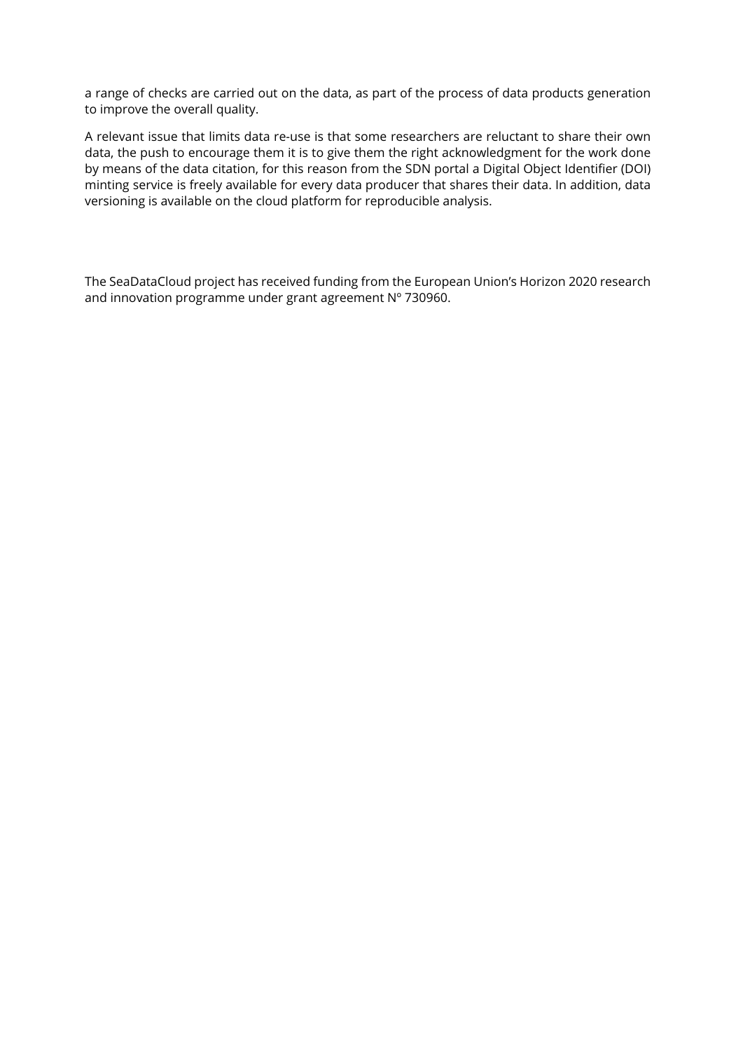a range of checks are carried out on the data, as part of the process of data products generation to improve the overall quality.

A relevant issue that limits data re-use is that some researchers are reluctant to share their own data, the push to encourage them it is to give them the right acknowledgment for the work done by means of the data citation, for this reason from the SDN portal a Digital Object Identifier (DOI) minting service is freely available for every data producer that shares their data. In addition, data versioning is available on the cloud platform for reproducible analysis.

The SeaDataCloud project has received funding from the European Union's Horizon 2020 research and innovation programme under grant agreement Nº 730960.